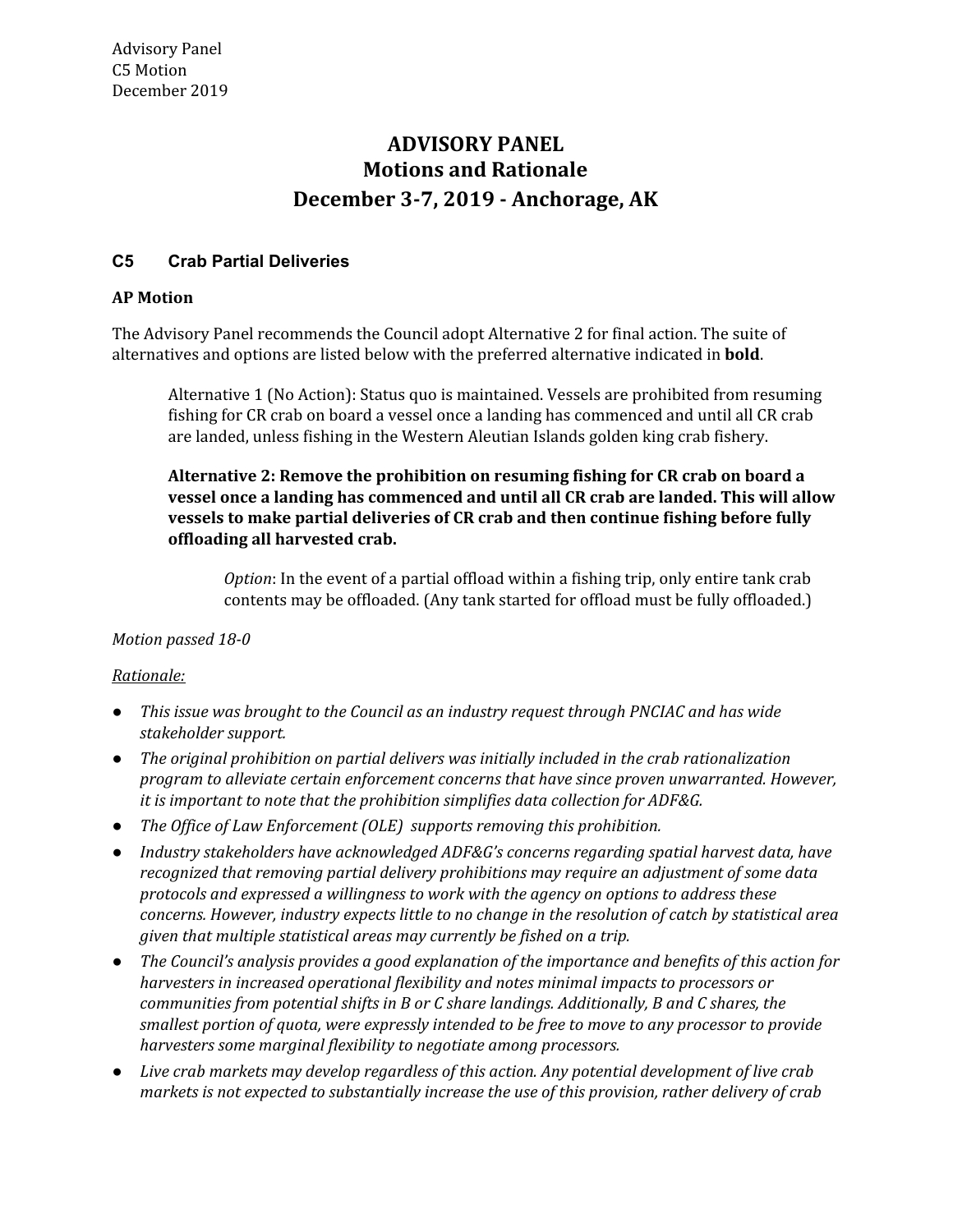Advisory Panel
C5 Motion
December 2019

# ADVISORY PANEL
## Motions and Rationale
## December 3-7, 2019 - Anchorage, AK

### C5 Crab Partial Deliveries

**AP Motion**

The Advisory Panel recommends the Council adopt Alternative 2 for final action. The suite of alternatives and options are listed below with the preferred alternative indicated in **bold**.

> Alternative 1 (No Action): Status quo is maintained. Vessels are prohibited from resuming fishing for CR crab on board a vessel once a landing has commenced and until all CR crab are landed, unless fishing in the Western Aleutian Islands golden king crab fishery.
>
> **Alternative 2: Remove the prohibition on resuming fishing for CR crab on board a vessel once a landing has commenced and until all CR crab are landed. This will allow vessels to make partial deliveries of CR crab and then continue fishing before fully offloading all harvested crab.**
>
> > *Option*: In the event of a partial offload within a fishing trip, only entire tank crab contents may be offloaded. (Any tank started for offload must be fully offloaded.)

*Motion passed 18-0*

*Rationale:*

- *This issue was brought to the Council as an industry request through PNCIAC and has wide stakeholder support.*
- *The original prohibition on partial delivers was initially included in the crab rationalization program to alleviate certain enforcement concerns that have since proven unwarranted. However, it is important to note that the prohibition simplifies data collection for ADF&G.*
- *The Office of Law Enforcement (OLE) supports removing this prohibition.*
- *Industry stakeholders have acknowledged ADF&G's concerns regarding spatial harvest data, have recognized that removing partial delivery prohibitions may require an adjustment of some data protocols and expressed a willingness to work with the agency on options to address these concerns. However, industry expects little to no change in the resolution of catch by statistical area given that multiple statistical areas may currently be fished on a trip.*
- *The Council's analysis provides a good explanation of the importance and benefits of this action for harvesters in increased operational flexibility and notes minimal impacts to processors or communities from potential shifts in B or C share landings. Additionally, B and C shares, the smallest portion of quota, were expressly intended to be free to move to any processor to provide harvesters some marginal flexibility to negotiate among processors.*
- *Live crab markets may develop regardless of this action. Any potential development of live crab markets is not expected to substantially increase the use of this provision, rather delivery of crab*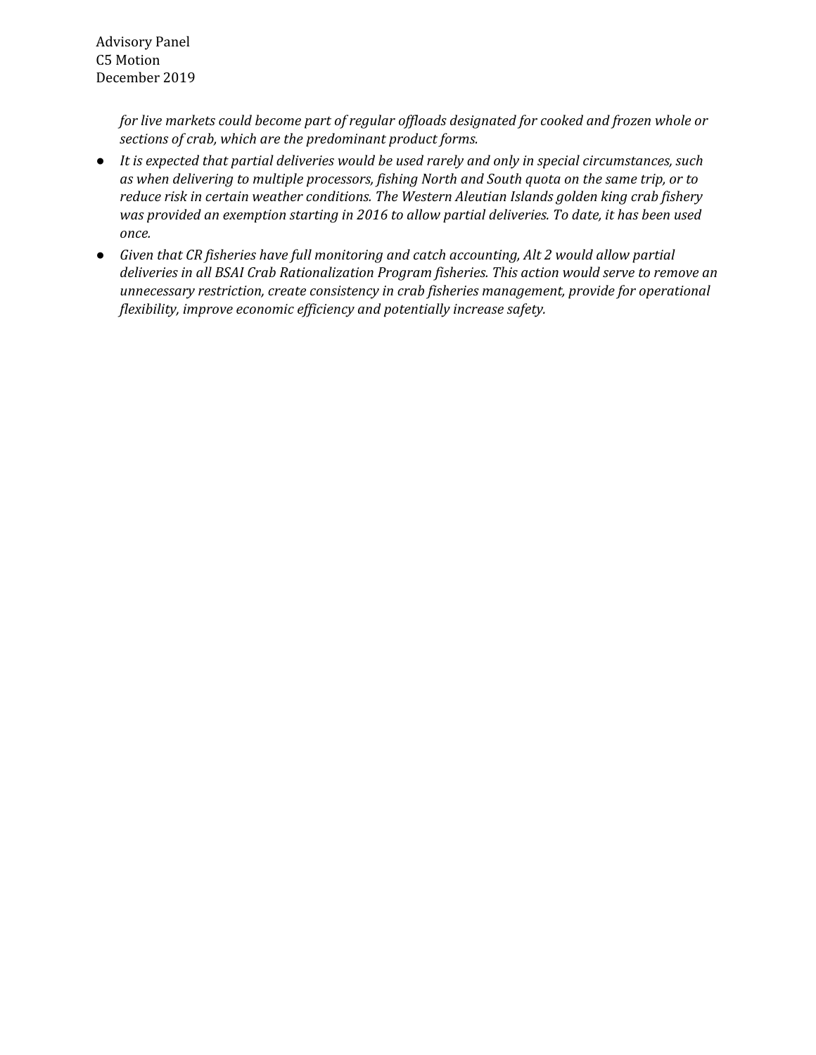*for live markets could become part of regular offloads designated for cooked and frozen whole or sections of crab, which are the predominant product forms.*

- *It is expected that partial deliveries would be used rarely and only in special circumstances, such as when delivering to multiple processors, fishing North and South quota on the same trip, or to reduce risk in certain weather conditions. The Western Aleutian Islands golden king crab fishery was provided an exemption starting in 2016 to allow partial deliveries. To date, it has been used once.*
- *Given that CR fisheries have full monitoring and catch accounting, Alt 2 would allow partial deliveries in all BSAI Crab Rationalization Program fisheries. This action would serve to remove an unnecessary restriction, create consistency in crab fisheries management, provide for operational flexibility, improve economic efficiency and potentially increase safety.*